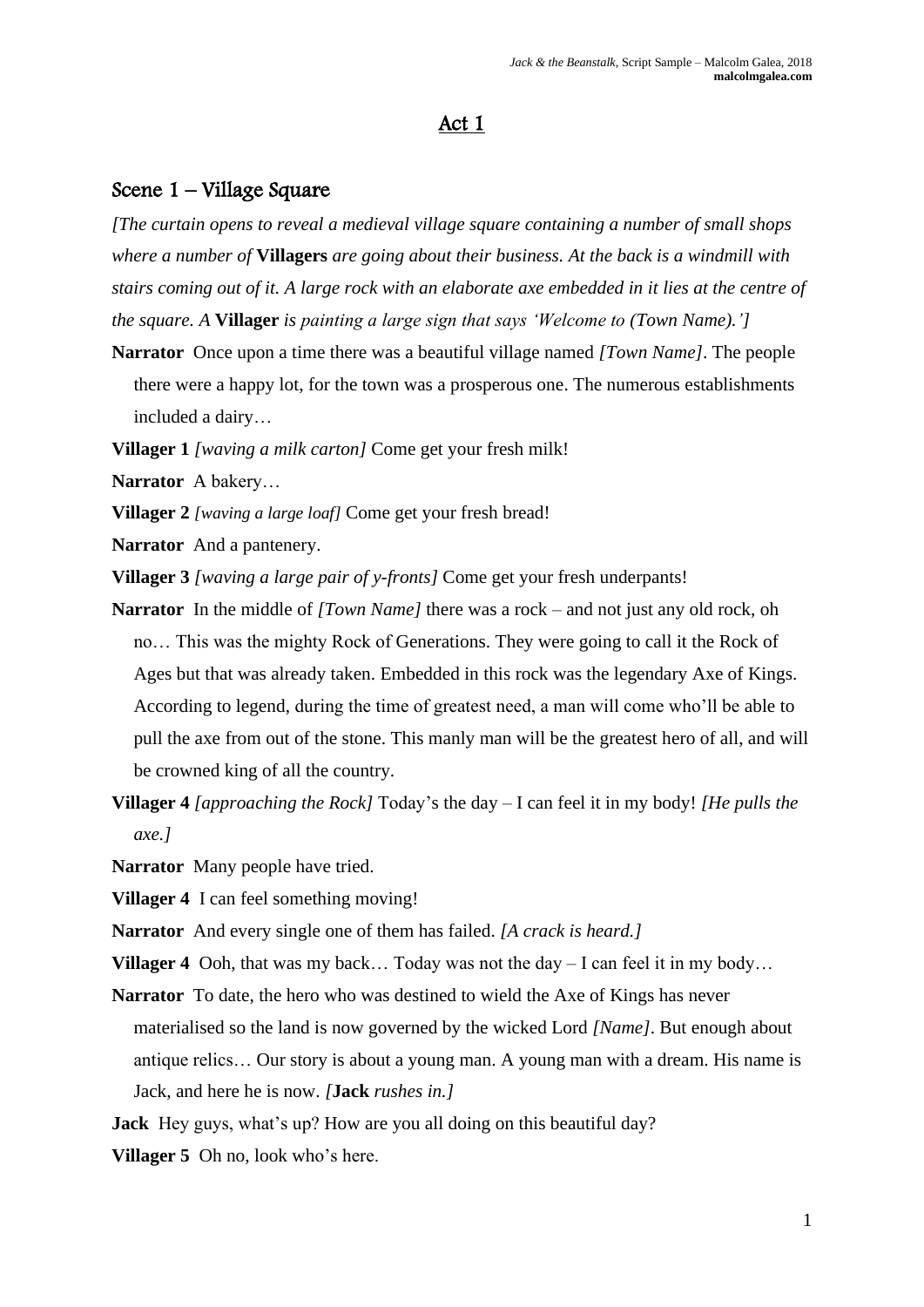# Act 1

## Scene 1 – Village Square

*[The curtain opens to reveal a medieval village square containing a number of small shops where a number of* **Villagers** *are going about their business. At the back is a windmill with stairs coming out of it. A large rock with an elaborate axe embedded in it lies at the centre of the square. A* **Villager** *is painting a large sign that says 'Welcome to (Town Name).']*

**Narrator** Once upon a time there was a beautiful village named *[Town Name]*. The people there were a happy lot, for the town was a prosperous one. The numerous establishments included a dairy…

**Villager 1** *[waving a milk carton]* Come get your fresh milk!

**Narrator** A bakery…

**Villager 2** *[waving a large loaf]* Come get your fresh bread!

**Narrator** And a pantenery.

**Villager 3** *[waving a large pair of y-fronts]* Come get your fresh underpants!

**Narrator** In the middle of *[Town Name]* there was a rock – and not just any old rock, oh no… This was the mighty Rock of Generations. They were going to call it the Rock of Ages but that was already taken. Embedded in this rock was the legendary Axe of Kings. According to legend, during the time of greatest need, a man will come who'll be able to pull the axe from out of the stone. This manly man will be the greatest hero of all, and will be crowned king of all the country.

**Villager 4** *[approaching the Rock]* Today's the day – I can feel it in my body! *[He pulls the axe.]*

**Narrator** Many people have tried.

**Villager 4** I can feel something moving!

**Narrator** And every single one of them has failed. *[A crack is heard.]*

**Villager 4** Ooh, that was my back… Today was not the day – I can feel it in my body…

**Narrator** To date, the hero who was destined to wield the Axe of Kings has never materialised so the land is now governed by the wicked Lord *[Name]*. But enough about antique relics… Our story is about a young man. A young man with a dream. His name is Jack, and here he is now. *[***Jack** *rushes in.]*

**Jack** Hey guys, what's up? How are you all doing on this beautiful day?

**Villager 5** Oh no, look who's here.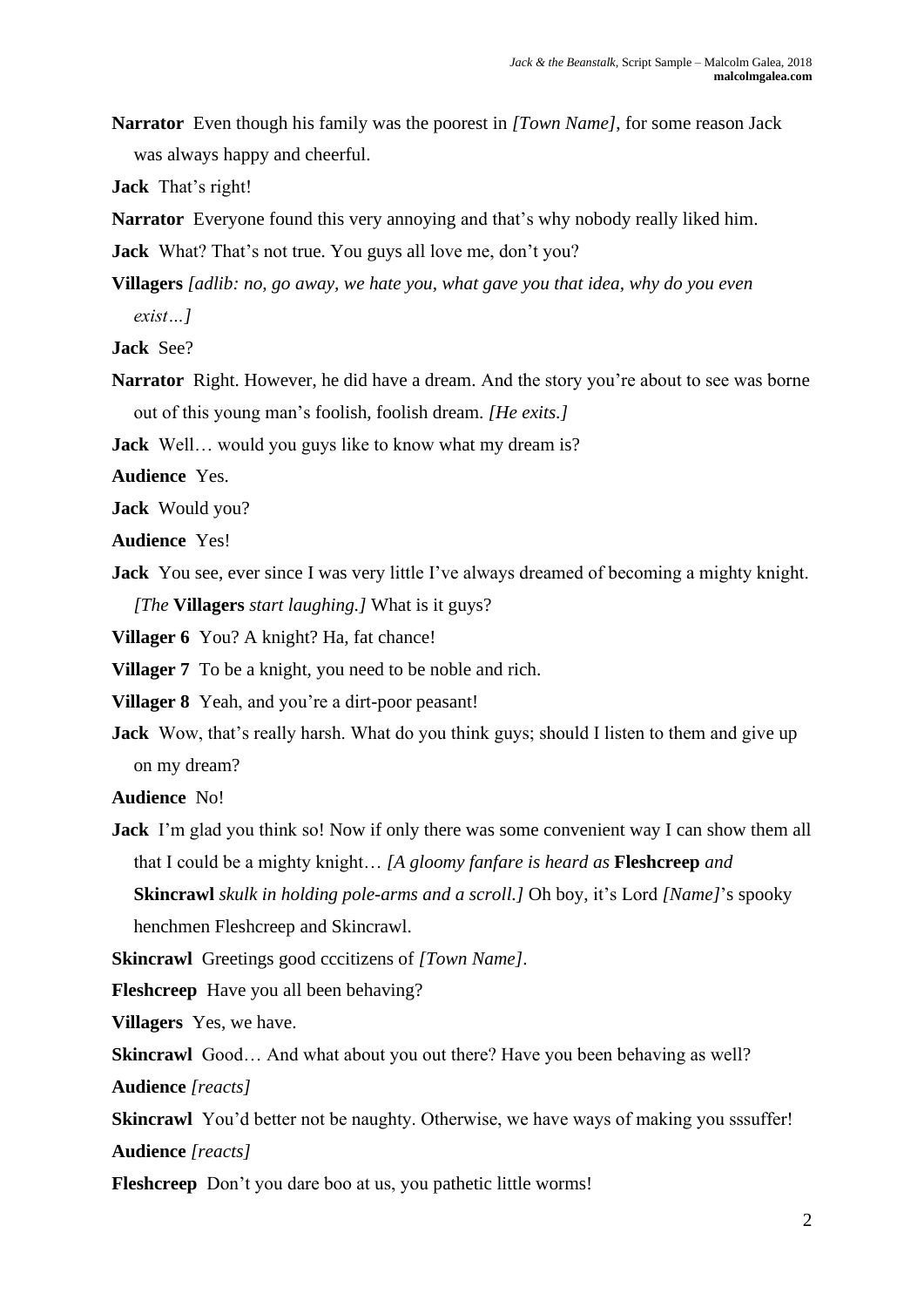**Narrator** Even though his family was the poorest in *[Town Name]*, for some reason Jack was always happy and cheerful.

**Jack** That's right!

**Narrator** Everyone found this very annoying and that's why nobody really liked him.

**Jack** What? That's not true. You guys all love me, don't you?

**Villagers** *[adlib: no, go away, we hate you, what gave you that idea, why do you even exist…]*

**Jack** See?

**Narrator** Right. However, he did have a dream. And the story you're about to see was borne out of this young man's foolish, foolish dream. *[He exits.]*

**Jack** Well… would you guys like to know what my dream is?

**Audience** Yes.

**Jack** Would you?

**Audience** Yes!

**Jack** You see, ever since I was very little I've always dreamed of becoming a mighty knight. *[The* **Villagers** *start laughing.]* What is it guys?

**Villager 6** You? A knight? Ha, fat chance!

**Villager 7** To be a knight, you need to be noble and rich.

**Villager 8** Yeah, and you're a dirt-poor peasant!

**Jack** Wow, that's really harsh. What do you think guys; should I listen to them and give up on my dream?

**Audience** No!

**Jack** I'm glad you think so! Now if only there was some convenient way I can show them all that I could be a mighty knight… *[A gloomy fanfare is heard as* **Fleshcreep** *and* **Skincrawl** *skulk in holding pole-arms and a scroll.]* Oh boy, it's Lord *[Name]*'s spooky henchmen Fleshcreep and Skincrawl.

**Skincrawl** Greetings good cccitizens of *[Town Name]*.

**Fleshcreep** Have you all been behaving?

**Villagers** Yes, we have.

**Skincrawl** Good… And what about you out there? Have you been behaving as well?

**Audience** *[reacts]*

**Skincrawl** You'd better not be naughty. Otherwise, we have ways of making you sssuffer!

**Audience** *[reacts]*

**Fleshcreep** Don't you dare boo at us, you pathetic little worms!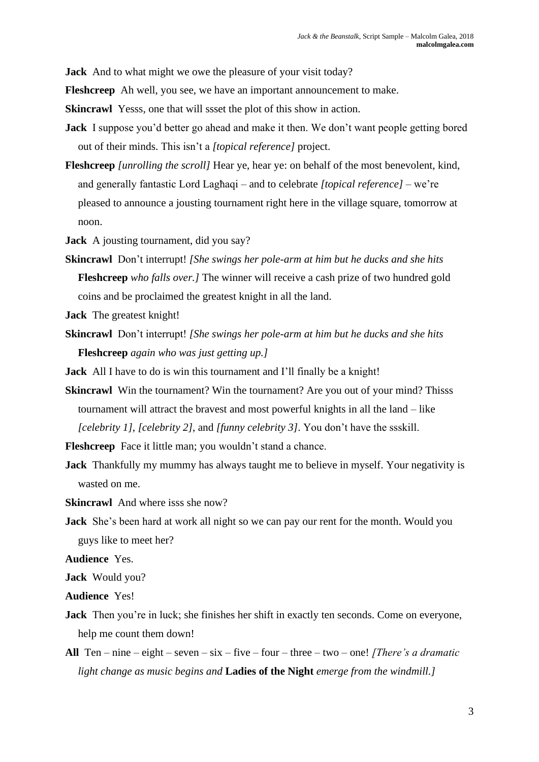**Jack** And to what might we owe the pleasure of your visit today?

**Fleshcreep** Ah well, you see, we have an important announcement to make.

**Skincrawl** Yesss, one that will ssset the plot of this show in action.

**Jack** I suppose you'd better go ahead and make it then. We don't want people getting bored out of their minds. This isn't a *[topical reference]* project.

**Fleshcreep** *[unrolling the scroll]* Hear ye, hear ye: on behalf of the most benevolent, kind, and generally fantastic Lord Lagħaqi – and to celebrate *[topical reference]* – we're pleased to announce a jousting tournament right here in the village square, tomorrow at noon.

**Jack** A jousting tournament, did you say?

**Skincrawl** Don't interrupt! *[She swings her pole-arm at him but he ducks and she hits* **Fleshcreep** *who falls over.]* The winner will receive a cash prize of two hundred gold coins and be proclaimed the greatest knight in all the land.

**Jack** The greatest knight!

**Skincrawl** Don't interrupt! *[She swings her pole-arm at him but he ducks and she hits* **Fleshcreep** *again who was just getting up.]*

**Jack** All I have to do is win this tournament and I'll finally be a knight!

**Skincrawl** Win the tournament? Win the tournament? Are you out of your mind? Thisss tournament will attract the bravest and most powerful knights in all the land – like *[celebrity 1]*, *[celebrity 2]*, and *[funny celebrity 3]*. You don't have the ssskill.

**Fleshcreep** Face it little man; you wouldn't stand a chance.

**Jack** Thankfully my mummy has always taught me to believe in myself. Your negativity is wasted on me.

**Skincrawl** And where isss she now?

**Jack** She's been hard at work all night so we can pay our rent for the month. Would you guys like to meet her?

**Audience** Yes.

**Jack** Would you?

**Audience** Yes!

**Jack** Then you're in luck; she finishes her shift in exactly ten seconds. Come on everyone, help me count them down!

**All** Ten – nine – eight – seven – six – five – four – three – two – one! *[There's a dramatic light change as music begins and* **Ladies of the Night** *emerge from the windmill.]*